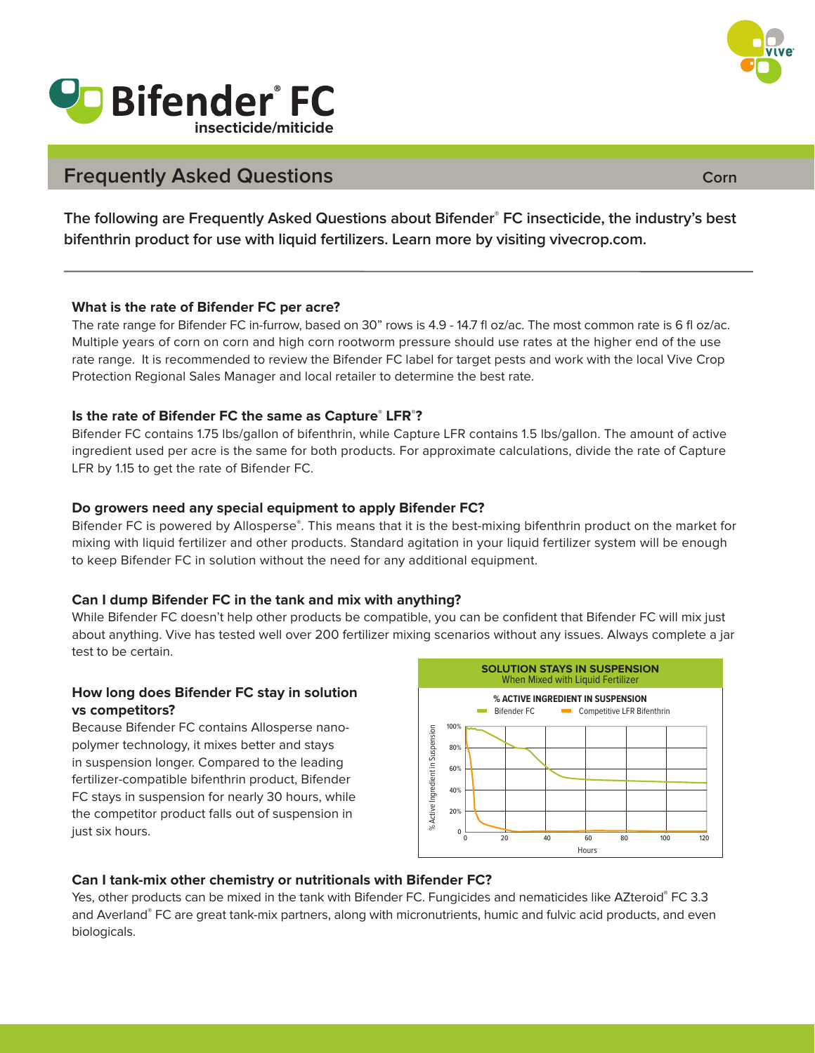# Bifender® FC

insecticide/miticide

## Frequently Asked Questions

Corn

**The following are Frequently Asked Questions about Bifender® FC insecticide, the industry's best bifenthrin product for use with liquid fertilizers. Learn more by visiting vivecrop.com.**

### What is the rate of Bifender FC per acre?

The rate range for Bifender FC in-furrow, based on 30" rows is 4.9 - 14.7 fl oz/ac. The most common rate is 6 fl oz/ac. Multiple years of corn on corn and high corn rootworm pressure should use rates at the higher end of the use rate range. It is recommended to review the Bifender FC label for target pests and work with the local Vive Crop Protection Regional Sales Manager and local retailer to determine the best rate.

### Is the rate of Bifender FC the same as Capture® LFR®?

Bifender FC contains 1.75 lbs/gallon of bifenthrin, while Capture LFR contains 1.5 lbs/gallon. The amount of active ingredient used per acre is the same for both products. For approximate calculations, divide the rate of Capture LFR by 1.15 to get the rate of Bifender FC.

### Do growers need any special equipment to apply Bifender FC?

Bifender FC is powered by Allosperse®. This means that it is the best-mixing bifenthrin product on the market for mixing with liquid fertilizer and other products. Standard agitation in your liquid fertilizer system will be enough to keep Bifender FC in solution without the need for any additional equipment.

### Can I dump Bifender FC in the tank and mix with anything?

While Bifender FC doesn't help other products be compatible, you can be confident that Bifender FC will mix just about anything. Vive has tested well over 200 fertilizer mixing scenarios without any issues. Always complete a jar test to be certain.

### How long does Bifender FC stay in solution vs competitors?

Because Bifender FC contains Allosperse nano-polymer technology, it mixes better and stays in suspension longer. Compared to the leading fertilizer-compatible bifenthrin product, Bifender FC stays in suspension for nearly 30 hours, while the competitor product falls out of suspension in just six hours.

**SOLUTION STAYS IN SUSPENSION**
When Mixed with Liquid Fertilizer

**% ACTIVE INGREDIENT IN SUSPENSION**
Bifender FC — Competitive LFR Bifenthrin

(Chart: % Active Ingredient in Suspension, 0–100%, vs. Hours, 0–120)

### Can I tank-mix other chemistry or nutritionals with Bifender FC?

Yes, other products can be mixed in the tank with Bifender FC. Fungicides and nematicides like AZteroid® FC 3.3 and Averland® FC are great tank-mix partners, along with micronutrients, humic and fulvic acid products, and even biologicals.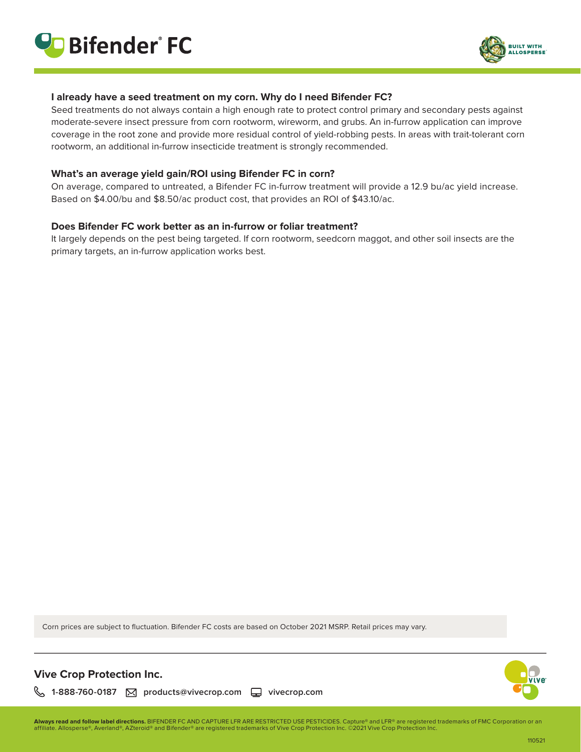# Bifender® FC

BUILT WITH ALLOSPERSE®

### I already have a seed treatment on my corn. Why do I need Bifender FC?

Seed treatments do not always contain a high enough rate to protect control primary and secondary pests against moderate-severe insect pressure from corn rootworm, wireworm, and grubs. An in-furrow application can improve coverage in the root zone and provide more residual control of yield-robbing pests. In areas with trait-tolerant corn rootworm, an additional in-furrow insecticide treatment is strongly recommended.

### What's an average yield gain/ROI using Bifender FC in corn?

On average, compared to untreated, a Bifender FC in-furrow treatment will provide a 12.9 bu/ac yield increase. Based on $4.00/bu and $8.50/ac product cost, that provides an ROI of $43.10/ac.

### Does Bifender FC work better as an in-furrow or foliar treatment?

It largely depends on the pest being targeted. If corn rootworm, seedcorn maggot, and other soil insects are the primary targets, an in-furrow application works best.

Corn prices are subject to fluctuation. Bifender FC costs are based on October 2021 MSRP. Retail prices may vary.

**Vive Crop Protection Inc.**

1-888-760-0187 | products@vivecrop.com | vivecrop.com

**Always read and follow label directions.** BIFENDER FC AND CAPTURE LFR ARE RESTRICTED USE PESTICIDES. Capture® and LFR® are registered trademarks of FMC Corporation or an affiliate. Allosperse®, Averland®, AZteroid® and Bifender® are registered trademarks of Vive Crop Protection Inc. ©2021 Vive Crop Protection Inc.

110521